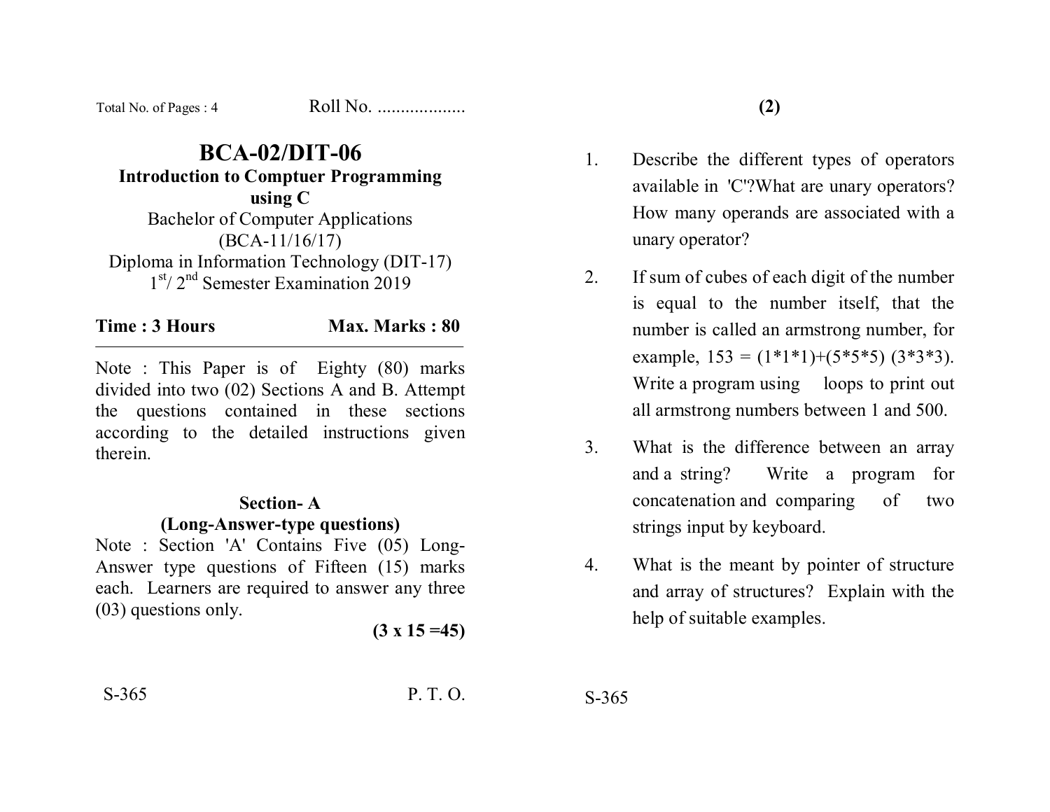Total No. of Pages : 4 Roll No. ..................

# BCA-02/DIT-06

## Introduction to Comptuer Programming using C

Bachelor of Computer Applications (BCA-11/16/17)

Diploma in Information Technology (DIT-17)

1st/ 2nd Semester Examination 2019

**Time : 3 Hours** **Max. Marks : 80**

Note : This Paper is of Eighty (80) marks divided into two (02) Sections A and B. Attempt the questions contained in these sections according to the detailed instructions given therein.

### Section- A
### (Long-Answer-type questions)

Note : Section 'A' Contains Five (05) Long-Answer type questions of Fifteen (15) marks each. Learners are required to answer any three (03) questions only.

**(3 x 15 =45)**

S-365 P. T. O.

1. Describe the different types of operators available in 'C'?What are unary operators? How many operands are associated with a unary operator?

2. If sum of cubes of each digit of the number is equal to the number itself, that the number is called an armstrong number, for example, 153 = (1*1*1)+(5*5*5) (3*3*3). Write a program using loops to print out all armstrong numbers between 1 and 500.

3. What is the difference between an array and a string? Write a program for concatenation and comparing of two strings input by keyboard.

4. What is the meant by pointer of structure and array of structures? Explain with the help of suitable examples.

S-365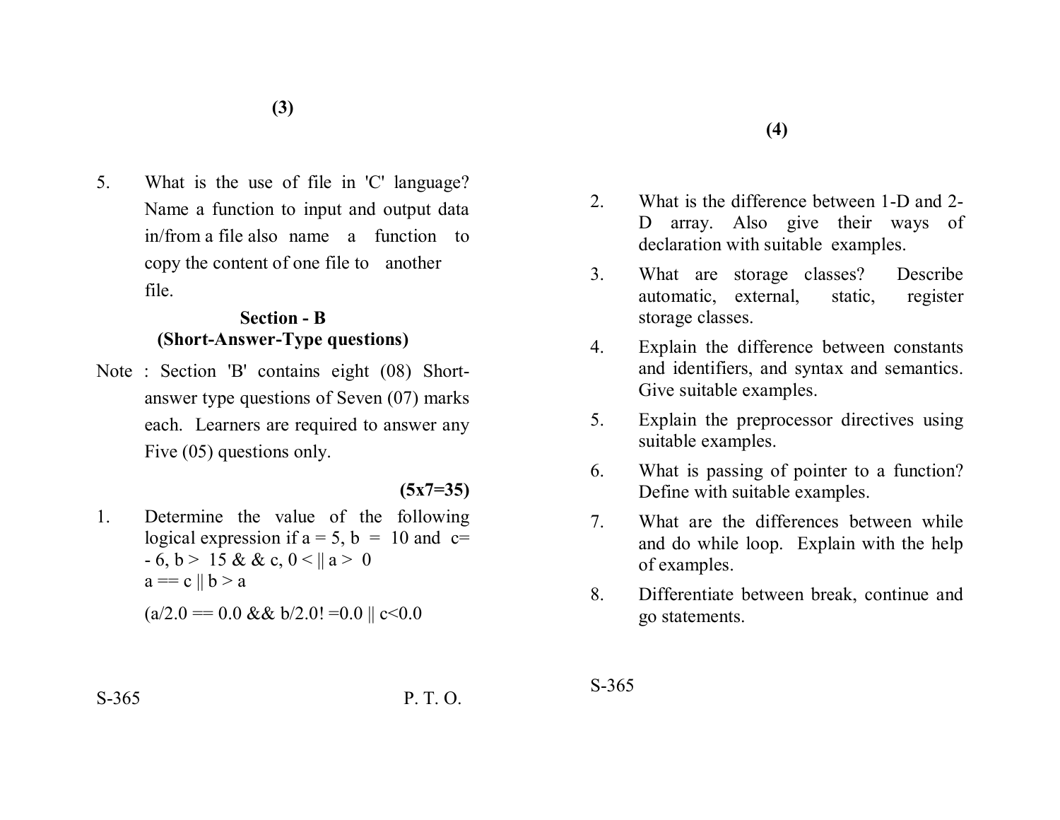5. What is the use of file in 'C' language? Name a function to input and output data in/from a file also name a function to copy the content of one file to another file.

## Section - B
### (Short-Answer-Type questions)

Note : Section 'B' contains eight (08) Short-answer type questions of Seven (07) marks each. Learners are required to answer any Five (05) questions only.

**(5x7=35)**

1. Determine the value of the following logical expression if a = 5, b = 10 and c= - 6, b > 15 & & c, 0 < || a > 0
   a == c || b > a
   (a/2.0 == 0.0 && b/2.0! =0.0 || c<0.0

2. What is the difference between 1-D and 2-D array. Also give their ways of declaration with suitable examples.

3. What are storage classes? Describe automatic, external, static, register storage classes.

4. Explain the difference between constants and identifiers, and syntax and semantics. Give suitable examples.

5. Explain the preprocessor directives using suitable examples.

6. What is passing of pointer to a function? Define with suitable examples.

7. What are the differences between while and do while loop. Explain with the help of examples.

8. Differentiate between break, continue and go statements.